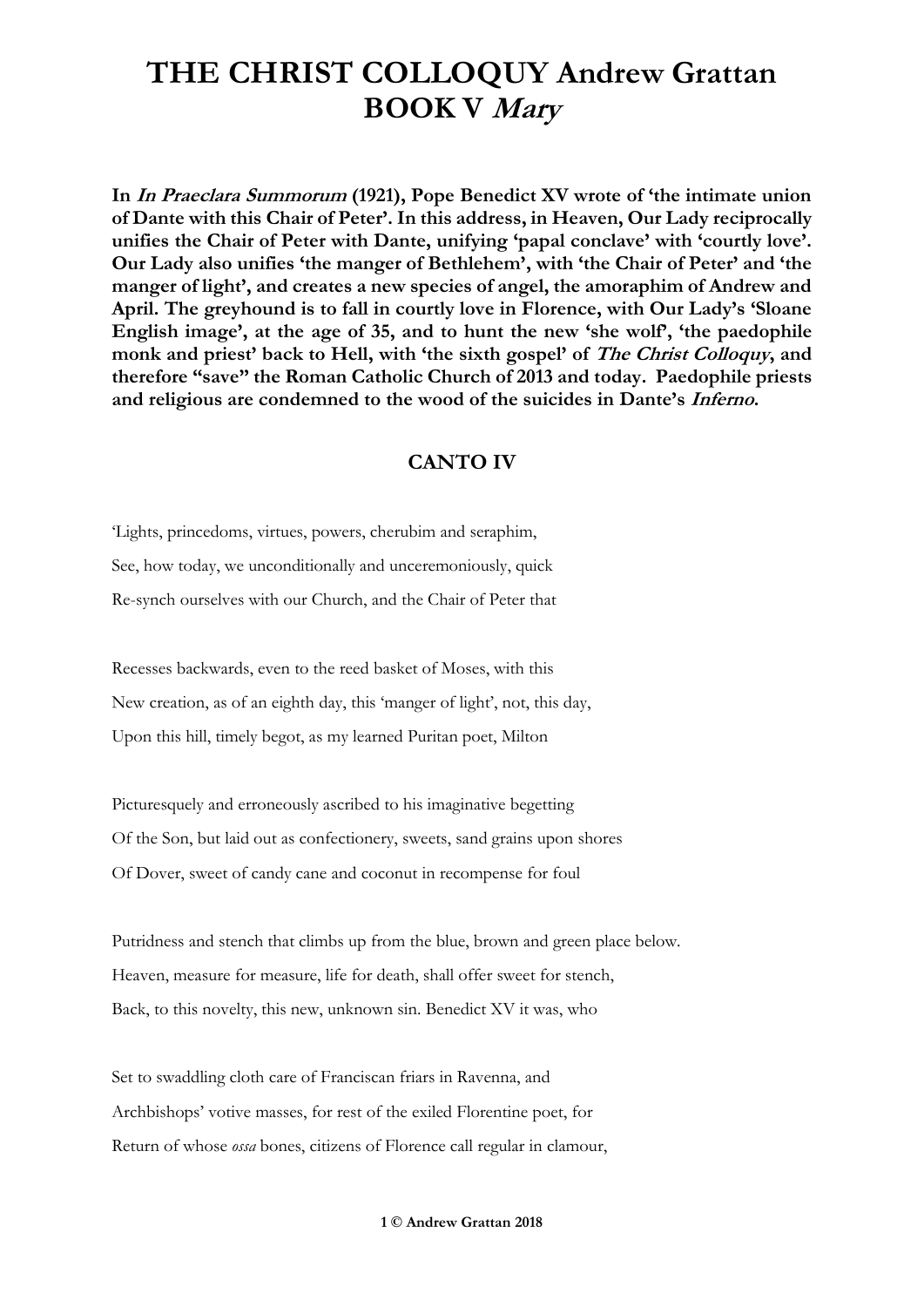# THE CHRIST COLLOQUY Andrew Grattan
# BOOK V *Mary*

**In *In Praeclara Summorum* (1921), Pope Benedict XV wrote of 'the intimate union of Dante with this Chair of Peter'. In this address, in Heaven, Our Lady reciprocally unifies the Chair of Peter with Dante, unifying 'papal conclave' with 'courtly love'. Our Lady also unifies 'the manger of Bethlehem', with 'the Chair of Peter' and 'the manger of light', and creates a new species of angel, the amoraphim of Andrew and April. The greyhound is to fall in courtly love in Florence, with Our Lady's 'Sloane English image', at the age of 35, and to hunt the new 'she wolf', 'the paedophile monk and priest' back to Hell, with 'the sixth gospel' of *The Christ Colloquy*, and therefore "save" the Roman Catholic Church of 2013 and today. Paedophile priests and religious are condemned to the wood of the suicides in Dante's *Inferno*.**

## CANTO IV

'Lights, princedoms, virtues, powers, cherubim and seraphim,
See, how today, we unconditionally and unceremoniously, quick
Re-synch ourselves with our Church, and the Chair of Peter that

Recesses backwards, even to the reed basket of Moses, with this
New creation, as of an eighth day, this 'manger of light', not, this day,
Upon this hill, timely begot, as my learned Puritan poet, Milton

Picturesquely and erroneously ascribed to his imaginative begetting
Of the Son, but laid out as confectionery, sweets, sand grains upon shores
Of Dover, sweet of candy cane and coconut in recompense for foul

Putridness and stench that climbs up from the blue, brown and green place below.
Heaven, measure for measure, life for death, shall offer sweet for stench,
Back, to this novelty, this new, unknown sin. Benedict XV it was, who

Set to swaddling cloth care of Franciscan friars in Ravenna, and
Archbishops' votive masses, for rest of the exiled Florentine poet, for
Return of whose *ossa* bones, citizens of Florence call regular in clamour,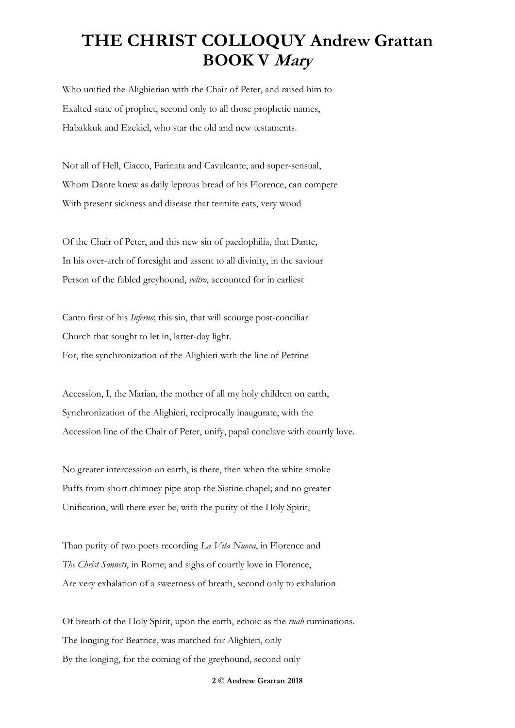# THE CHRIST COLLOQUY Andrew Grattan
## BOOK V *Mary*

Who unified the Alighierian with the Chair of Peter, and raised him to
Exalted state of prophet, second only to all those prophetic names,
Habakkuk and Ezekiel, who star the old and new testaments.

Not all of Hell, Ciacco, Farinata and Cavalcante, and super-sensual,
Whom Dante knew as daily leprous bread of his Florence, can compete
With present sickness and disease that termite eats, very wood

Of the Chair of Peter, and this new sin of paedophilia, that Dante,
In his over-arch of foresight and assent to all divinity, in the saviour
Person of the fabled greyhound, *veltro*, accounted for in earliest

Canto first of his *Inferno*; this sin, that will scourge post-conciliar
Church that sought to let in, latter-day light.
For, the synchronization of the Alighieri with the line of Petrine

Accession, I, the Marian, the mother of all my holy children on earth,
Synchronization of the Alighieri, reciprocally inaugurate, with the
Accession line of the Chair of Peter, unify, papal conclave with courtly love.

No greater intercession on earth, is there, then when the white smoke
Puffs from short chimney pipe atop the Sistine chapel; and no greater
Unification, will there ever be, with the purity of the Holy Spirit,

Than purity of two poets recording *La Vita Nuova*, in Florence and
*The Christ Sonnets*, in Rome; and sighs of courtly love in Florence,
Are very exhalation of a sweetness of breath, second only to exhalation

Of breath of the Holy Spirit, upon the earth, echoic as the *ruah* ruminations.
The longing for Beatrice, was matched for Alighieri, only
By the longing, for the coming of the greyhound, second only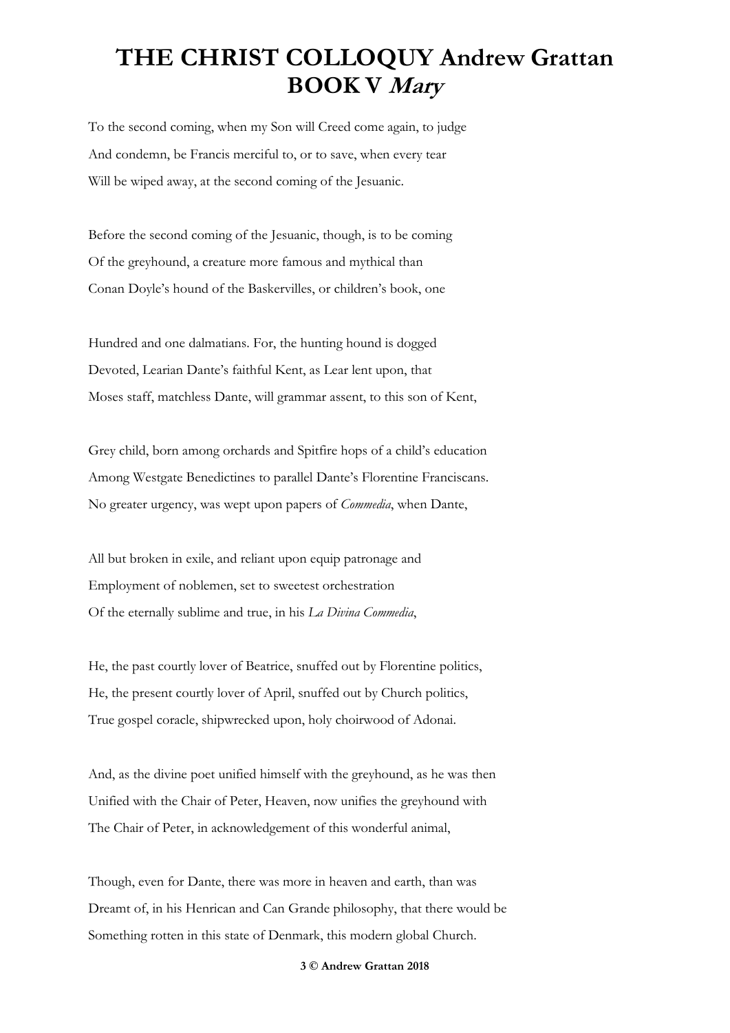# THE CHRIST COLLOQUY Andrew Grattan BOOK V *Mary*

To the second coming, when my Son will Creed come again, to judge
And condemn, be Francis merciful to, or to save, when every tear
Will be wiped away, at the second coming of the Jesuanic.

Before the second coming of the Jesuanic, though, is to be coming
Of the greyhound, a creature more famous and mythical than
Conan Doyle's hound of the Baskervilles, or children's book, one

Hundred and one dalmatians. For, the hunting hound is dogged
Devoted, Learian Dante's faithful Kent, as Lear lent upon, that
Moses staff, matchless Dante, will grammar assent, to this son of Kent,

Grey child, born among orchards and Spitfire hops of a child's education
Among Westgate Benedictines to parallel Dante's Florentine Franciscans.
No greater urgency, was wept upon papers of *Commedia*, when Dante,

All but broken in exile, and reliant upon equip patronage and
Employment of noblemen, set to sweetest orchestration
Of the eternally sublime and true, in his *La Divina Commedia*,

He, the past courtly lover of Beatrice, snuffed out by Florentine politics,
He, the present courtly lover of April, snuffed out by Church politics,
True gospel coracle, shipwrecked upon, holy choirwood of Adonai.

And, as the divine poet unified himself with the greyhound, as he was then
Unified with the Chair of Peter, Heaven, now unifies the greyhound with
The Chair of Peter, in acknowledgement of this wonderful animal,

Though, even for Dante, there was more in heaven and earth, than was
Dreamt of, in his Henrican and Can Grande philosophy, that there would be
Something rotten in this state of Denmark, this modern global Church.

**© Andrew Grattan 2018**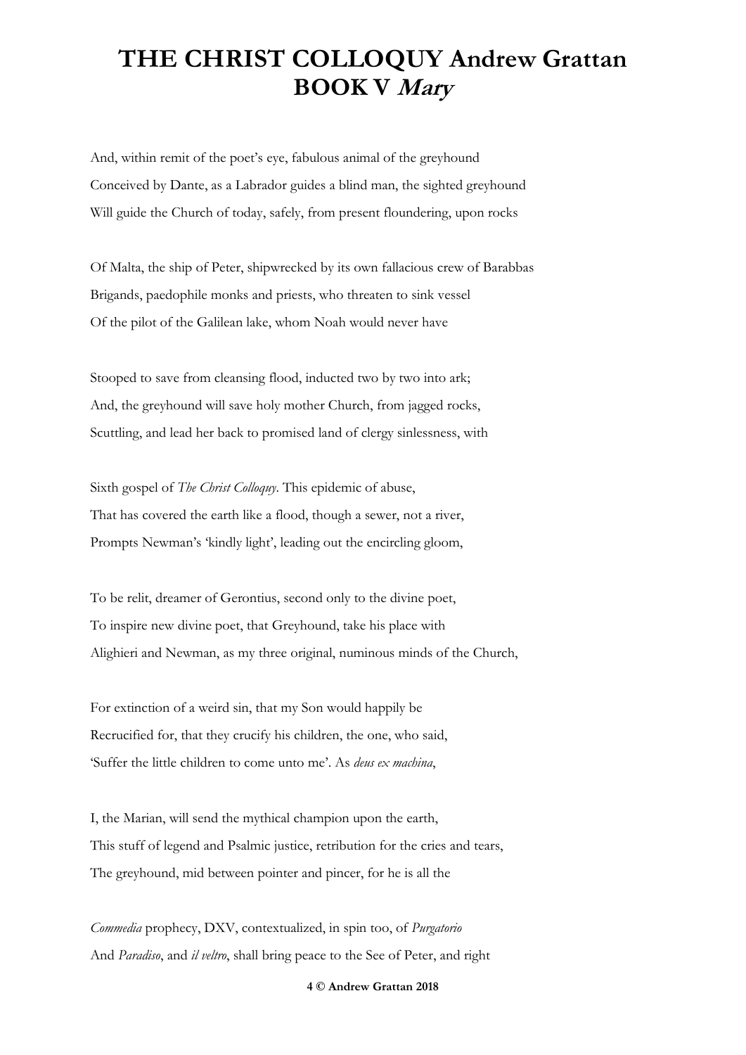# THE CHRIST COLLOQUY Andrew Grattan
## BOOK V *Mary*

And, within remit of the poet's eye, fabulous animal of the greyhound
Conceived by Dante, as a Labrador guides a blind man, the sighted greyhound
Will guide the Church of today, safely, from present floundering, upon rocks

Of Malta, the ship of Peter, shipwrecked by its own fallacious crew of Barabbas
Brigands, paedophile monks and priests, who threaten to sink vessel
Of the pilot of the Galilean lake, whom Noah would never have

Stooped to save from cleansing flood, inducted two by two into ark;
And, the greyhound will save holy mother Church, from jagged rocks,
Scuttling, and lead her back to promised land of clergy sinlessness, with

Sixth gospel of *The Christ Colloquy*. This epidemic of abuse,
That has covered the earth like a flood, though a sewer, not a river,
Prompts Newman's 'kindly light', leading out the encircling gloom,

To be relit, dreamer of Gerontius, second only to the divine poet,
To inspire new divine poet, that Greyhound, take his place with
Alighieri and Newman, as my three original, numinous minds of the Church,

For extinction of a weird sin, that my Son would happily be
Recrucified for, that they crucify his children, the one, who said,
'Suffer the little children to come unto me'. As *deus ex machina*,

I, the Marian, will send the mythical champion upon the earth,
This stuff of legend and Psalmic justice, retribution for the cries and tears,
The greyhound, mid between pointer and pincer, for he is all the

*Commedia* prophecy, DXV, contextualized, in spin too, of *Purgatorio*
And *Paradiso*, and *il veltro*, shall bring peace to the See of Peter, and right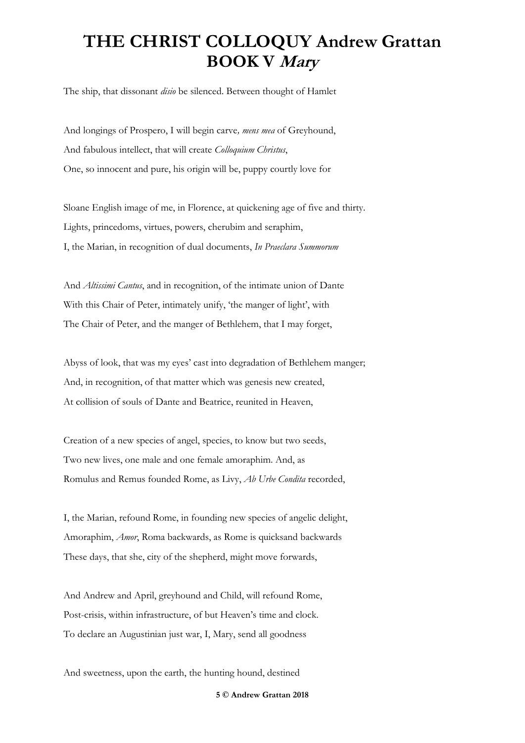# THE CHRIST COLLOQUY Andrew Grattan
# BOOK V *Mary*

The ship, that dissonant *disio* be silenced. Between thought of Hamlet

And longings of Prospero, I will begin carve*, mens mea* of Greyhound,
And fabulous intellect, that will create *Colloquium Christus*,
One, so innocent and pure, his origin will be, puppy courtly love for

Sloane English image of me, in Florence, at quickening age of five and thirty.
Lights, princedoms, virtues, powers, cherubim and seraphim,
I, the Marian, in recognition of dual documents, *In Praeclara Summorum*

And *Altissimi Cantus*, and in recognition, of the intimate union of Dante
With this Chair of Peter, intimately unify, 'the manger of light', with
The Chair of Peter, and the manger of Bethlehem, that I may forget,

Abyss of look, that was my eyes' cast into degradation of Bethlehem manger;
And, in recognition, of that matter which was genesis new created,
At collision of souls of Dante and Beatrice, reunited in Heaven,

Creation of a new species of angel, species, to know but two seeds,
Two new lives, one male and one female amoraphim. And, as
Romulus and Remus founded Rome, as Livy, *Ab Urbe Condita* recorded,

I, the Marian, refound Rome, in founding new species of angelic delight,
Amoraphim, *Amor*, Roma backwards, as Rome is quicksand backwards
These days, that she, city of the shepherd, might move forwards,

And Andrew and April, greyhound and Child, will refound Rome,
Post-crisis, within infrastructure, of but Heaven's time and clock.
To declare an Augustinian just war, I, Mary, send all goodness

And sweetness, upon the earth, the hunting hound, destined

**5 © Andrew Grattan 2018**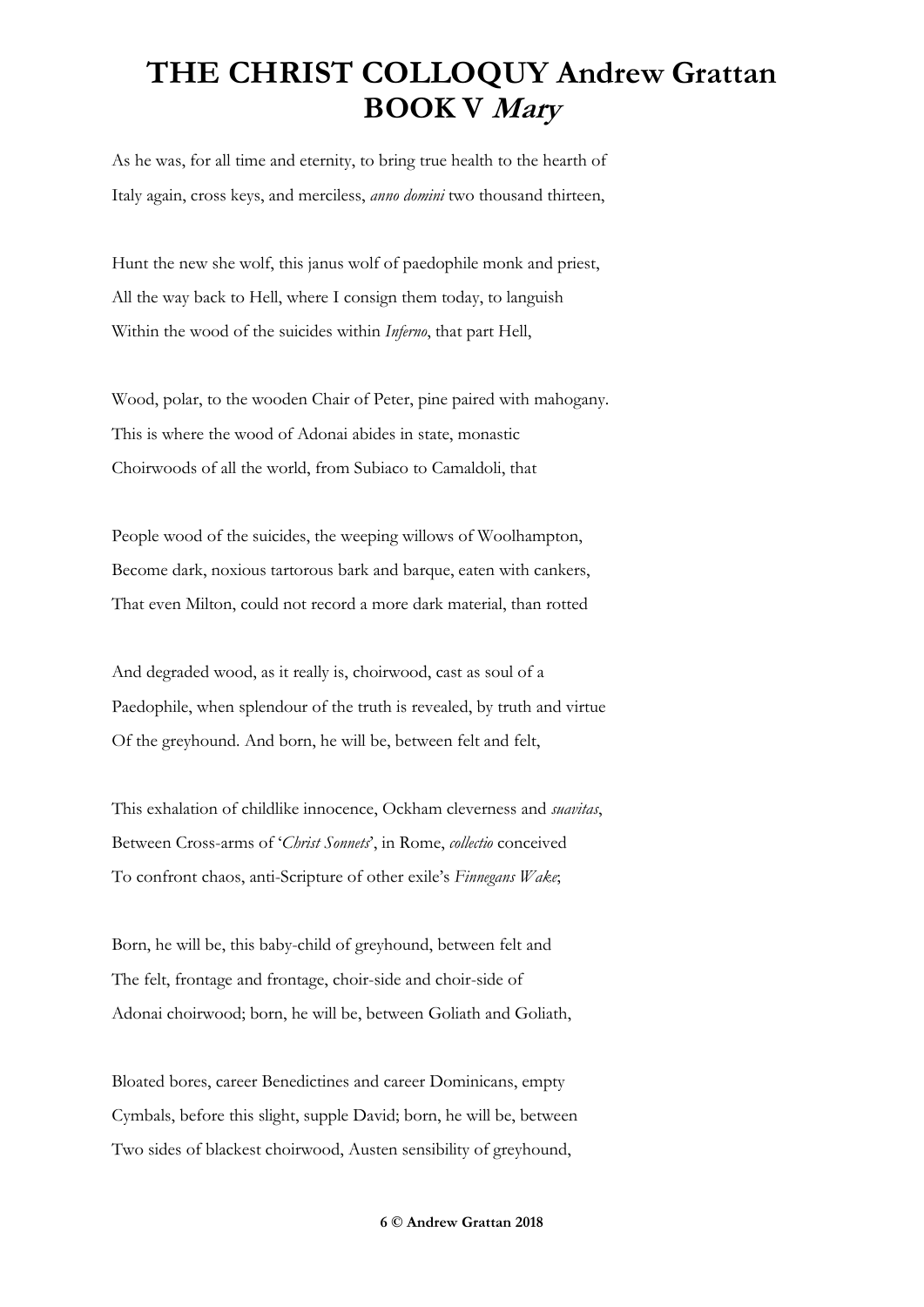# THE CHRIST COLLOQUY Andrew Grattan
## BOOK V *Mary*

As he was, for all time and eternity, to bring true health to the hearth of
Italy again, cross keys, and merciless, *anno domini* two thousand thirteen,

Hunt the new she wolf, this janus wolf of paedophile monk and priest,
All the way back to Hell, where I consign them today, to languish
Within the wood of the suicides within *Inferno*, that part Hell,

Wood, polar, to the wooden Chair of Peter, pine paired with mahogany.
This is where the wood of Adonai abides in state, monastic
Choirwoods of all the world, from Subiaco to Camaldoli, that

People wood of the suicides, the weeping willows of Woolhampton,
Become dark, noxious tartorous bark and barque, eaten with cankers,
That even Milton, could not record a more dark material, than rotted

And degraded wood, as it really is, choirwood, cast as soul of a
Paedophile, when splendour of the truth is revealed, by truth and virtue
Of the greyhound. And born, he will be, between felt and felt,

This exhalation of childlike innocence, Ockham cleverness and *suavitas*,
Between Cross-arms of '*Christ Sonnets*', in Rome, *collectio* conceived
To confront chaos, anti-Scripture of other exile's *Finnegans Wake*;

Born, he will be, this baby-child of greyhound, between felt and
The felt, frontage and frontage, choir-side and choir-side of
Adonai choirwood; born, he will be, between Goliath and Goliath,

Bloated bores, career Benedictines and career Dominicans, empty
Cymbals, before this slight, supple David; born, he will be, between
Two sides of blackest choirwood, Austen sensibility of greyhound,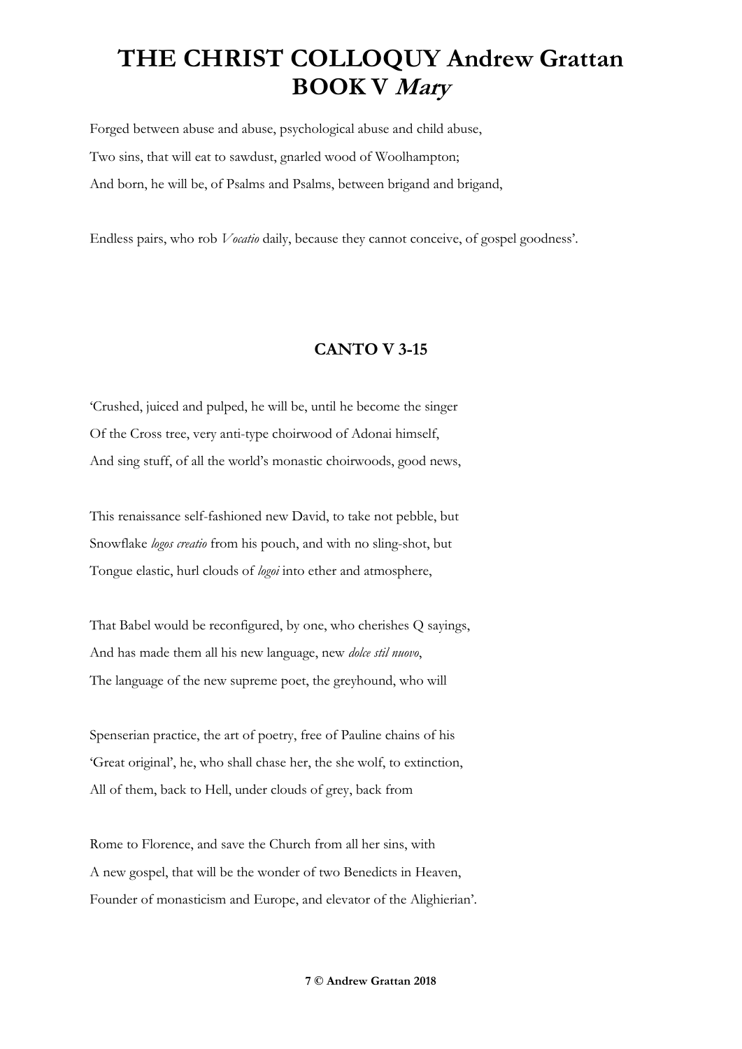# THE CHRIST COLLOQUY Andrew Grattan
# BOOK V *Mary*

Forged between abuse and abuse, psychological abuse and child abuse,

Two sins, that will eat to sawdust, gnarled wood of Woolhampton;

And born, he will be, of Psalms and Psalms, between brigand and brigand,

Endless pairs, who rob *Vocatio* daily, because they cannot conceive, of gospel goodness'.

## CANTO V 3-15

'Crushed, juiced and pulped, he will be, until he become the singer

Of the Cross tree, very anti-type choirwood of Adonai himself,

And sing stuff, of all the world's monastic choirwoods, good news,

This renaissance self-fashioned new David, to take not pebble, but

Snowflake *logos creatio* from his pouch, and with no sling-shot, but

Tongue elastic, hurl clouds of *logoi* into ether and atmosphere,

That Babel would be reconfigured, by one, who cherishes Q sayings,

And has made them all his new language, new *dolce stil nuovo*,

The language of the new supreme poet, the greyhound, who will

Spenserian practice, the art of poetry, free of Pauline chains of his

'Great original', he, who shall chase her, the she wolf, to extinction,

All of them, back to Hell, under clouds of grey, back from

Rome to Florence, and save the Church from all her sins, with

A new gospel, that will be the wonder of two Benedicts in Heaven,

Founder of monasticism and Europe, and elevator of the Alighierian'.

**© Andrew Grattan 2018**